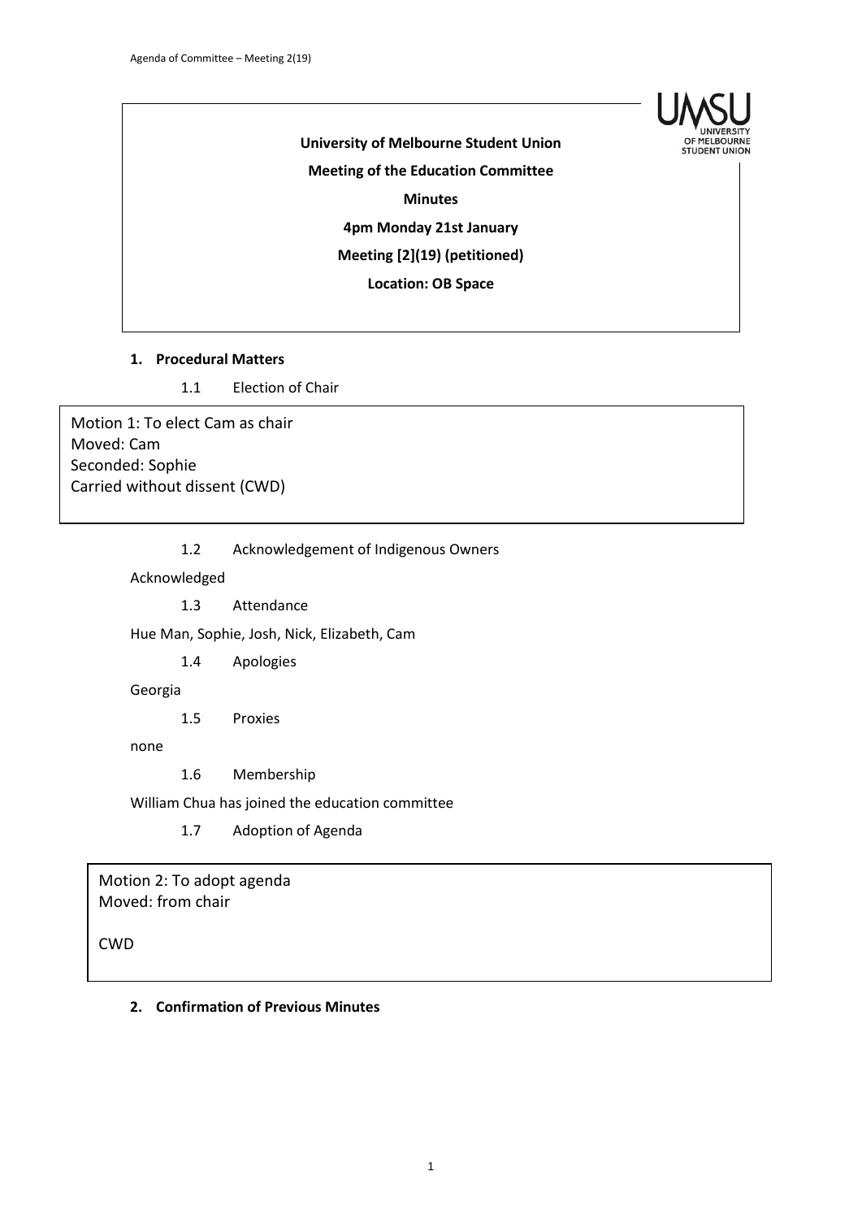**University of Melbourne Student Union**

**Meeting of the Education Committee**

**Minutes**

**4pm Monday 21st January**

**Meeting [2](19) (petitioned)**

**Location: OB Space**

## 1. Procedural Matters

1.1 Election of Chair

Motion 1: To elect Cam as chair
Moved: Cam
Seconded: Sophie
Carried without dissent (CWD)

1.2 Acknowledgement of Indigenous Owners

Acknowledged

1.3 Attendance

Hue Man, Sophie, Josh, Nick, Elizabeth, Cam

1.4 Apologies

Georgia

1.5 Proxies

none

1.6 Membership

William Chua has joined the education committee

1.7 Adoption of Agenda

Motion 2: To adopt agenda
Moved: from chair

CWD

## 2. Confirmation of Previous Minutes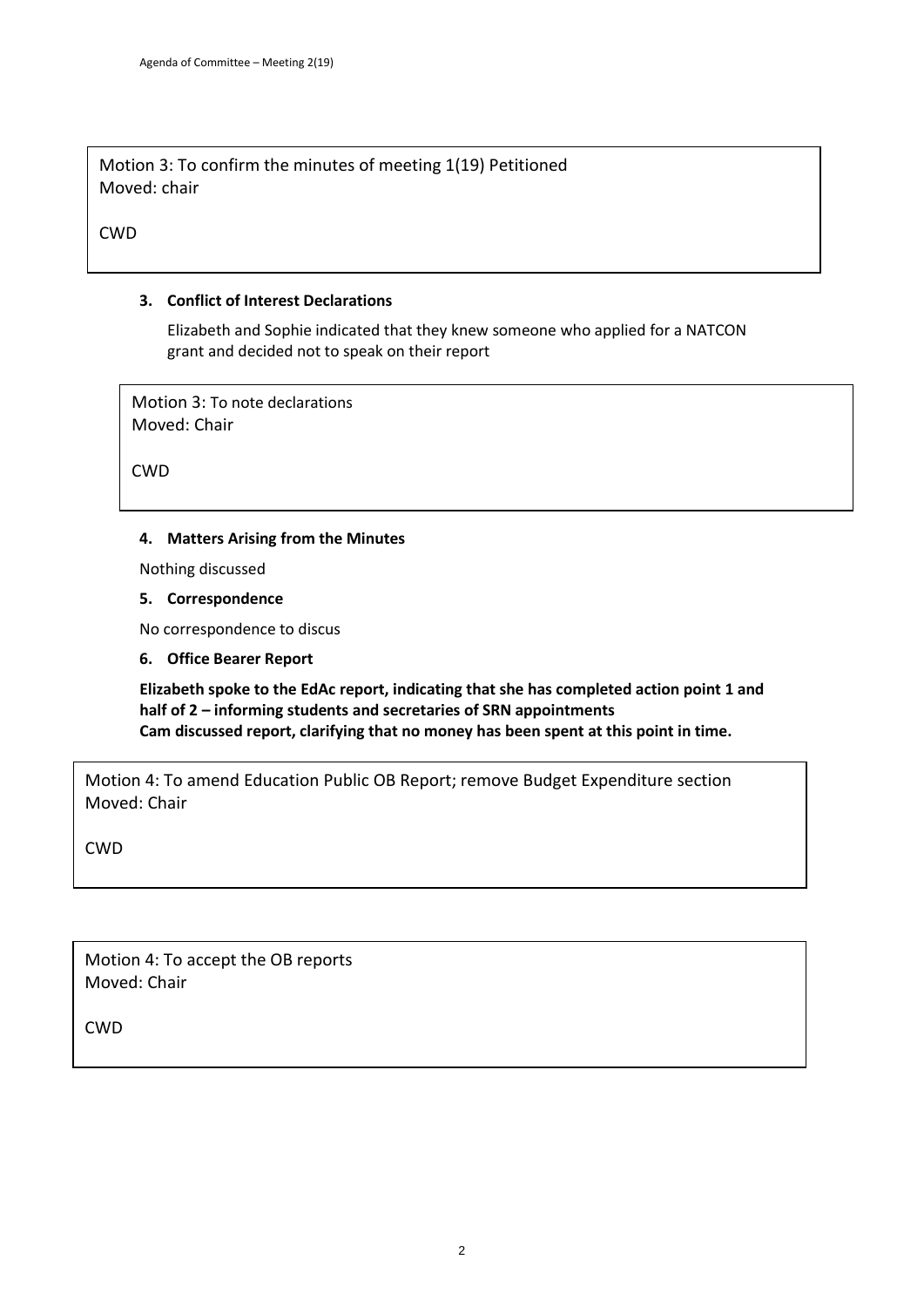Motion 3: To confirm the minutes of meeting 1(19) Petitioned
Moved: chair

CWD

### 3. Conflict of Interest Declarations

Elizabeth and Sophie indicated that they knew someone who applied for a NATCON grant and decided not to speak on their report

Motion 3: To note declarations
Moved: Chair

CWD

### 4. Matters Arising from the Minutes

Nothing discussed

### 5. Correspondence

No correspondence to discus

### 6. Office Bearer Report

**Elizabeth spoke to the EdAc report, indicating that she has completed action point 1 and half of 2 – informing students and secretaries of SRN appointments**
**Cam discussed report, clarifying that no money has been spent at this point in time.**

Motion 4: To amend Education Public OB Report; remove Budget Expenditure section
Moved: Chair

CWD

Motion 4: To accept the OB reports
Moved: Chair

CWD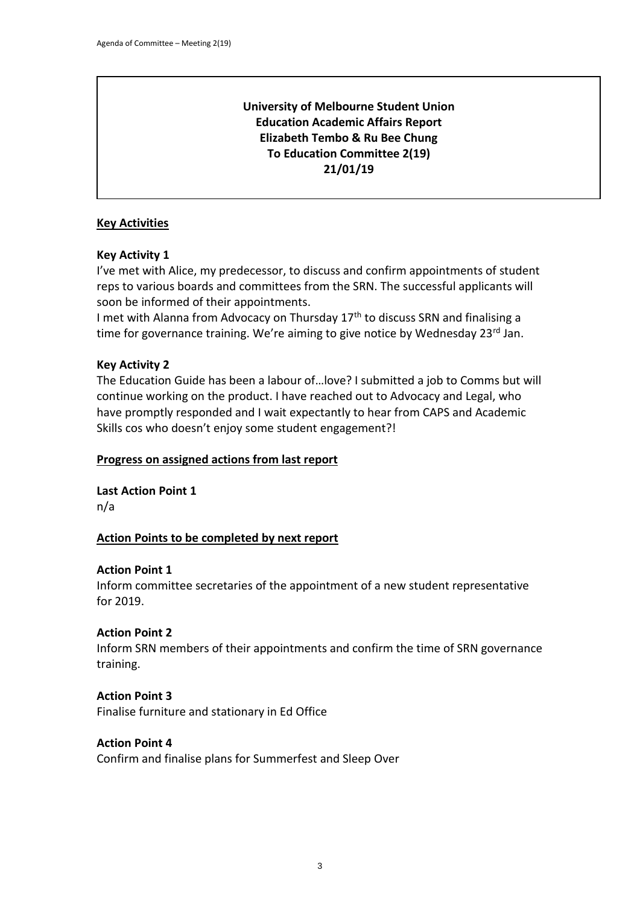**University of Melbourne Student Union**
**Education Academic Affairs Report**
**Elizabeth Tembo & Ru Bee Chung**
**To Education Committee 2(19)**
**21/01/19**

## Key Activities

### Key Activity 1

I've met with Alice, my predecessor, to discuss and confirm appointments of student reps to various boards and committees from the SRN. The successful applicants will soon be informed of their appointments.

I met with Alanna from Advocacy on Thursday 17th to discuss SRN and finalising a time for governance training. We're aiming to give notice by Wednesday 23rd Jan.

### Key Activity 2

The Education Guide has been a labour of…love? I submitted a job to Comms but will continue working on the product. I have reached out to Advocacy and Legal, who have promptly responded and I wait expectantly to hear from CAPS and Academic Skills cos who doesn't enjoy some student engagement?!

## Progress on assigned actions from last report

### Last Action Point 1

n/a

## Action Points to be completed by next report

### Action Point 1

Inform committee secretaries of the appointment of a new student representative for 2019.

### Action Point 2

Inform SRN members of their appointments and confirm the time of SRN governance training.

### Action Point 3

Finalise furniture and stationary in Ed Office

### Action Point 4

Confirm and finalise plans for Summerfest and Sleep Over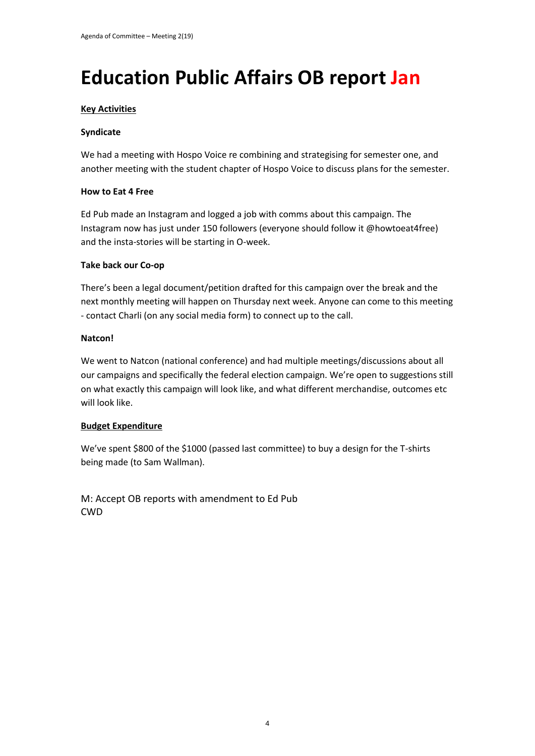# Education Public Affairs OB report Jan

**Key Activities**

**Syndicate**

We had a meeting with Hospo Voice re combining and strategising for semester one, and another meeting with the student chapter of Hospo Voice to discuss plans for the semester.

**How to Eat 4 Free**

Ed Pub made an Instagram and logged a job with comms about this campaign. The Instagram now has just under 150 followers (everyone should follow it @howtoeat4free) and the insta-stories will be starting in O-week.

**Take back our Co-op**

There's been a legal document/petition drafted for this campaign over the break and the next monthly meeting will happen on Thursday next week. Anyone can come to this meeting - contact Charli (on any social media form) to connect up to the call.

**Natcon!**

We went to Natcon (national conference) and had multiple meetings/discussions about all our campaigns and specifically the federal election campaign. We're open to suggestions still on what exactly this campaign will look like, and what different merchandise, outcomes etc will look like.

**Budget Expenditure**

We've spent $800 of the $1000 (passed last committee) to buy a design for the T-shirts being made (to Sam Wallman).

M: Accept OB reports with amendment to Ed Pub
CWD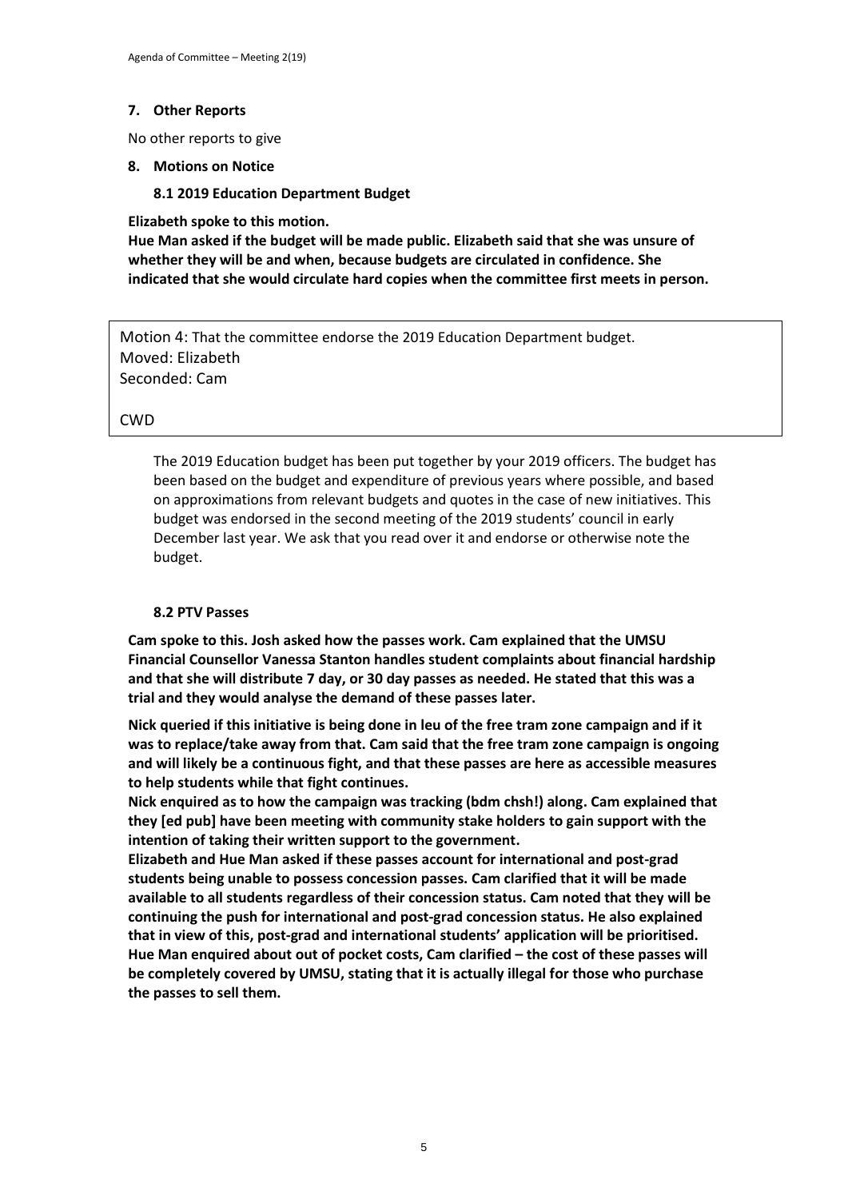## 7. Other Reports

No other reports to give

## 8. Motions on Notice

### 8.1 2019 Education Department Budget

**Elizabeth spoke to this motion.**

**Hue Man asked if the budget will be made public. Elizabeth said that she was unsure of whether they will be and when, because budgets are circulated in confidence. She indicated that she would circulate hard copies when the committee first meets in person.**

Motion 4: That the committee endorse the 2019 Education Department budget.
Moved: Elizabeth
Seconded: Cam

CWD

The 2019 Education budget has been put together by your 2019 officers. The budget has been based on the budget and expenditure of previous years where possible, and based on approximations from relevant budgets and quotes in the case of new initiatives. This budget was endorsed in the second meeting of the 2019 students' council in early December last year. We ask that you read over it and endorse or otherwise note the budget.

### 8.2 PTV Passes

**Cam spoke to this. Josh asked how the passes work. Cam explained that the UMSU Financial Counsellor Vanessa Stanton handles student complaints about financial hardship and that she will distribute 7 day, or 30 day passes as needed. He stated that this was a trial and they would analyse the demand of these passes later.**

**Nick queried if this initiative is being done in leu of the free tram zone campaign and if it was to replace/take away from that. Cam said that the free tram zone campaign is ongoing and will likely be a continuous fight, and that these passes are here as accessible measures to help students while that fight continues.**

**Nick enquired as to how the campaign was tracking (bdm chsh!) along. Cam explained that they [ed pub] have been meeting with community stake holders to gain support with the intention of taking their written support to the government.**

**Elizabeth and Hue Man asked if these passes account for international and post-grad students being unable to possess concession passes. Cam clarified that it will be made available to all students regardless of their concession status. Cam noted that they will be continuing the push for international and post-grad concession status. He also explained that in view of this, post-grad and international students' application will be prioritised. Hue Man enquired about out of pocket costs, Cam clarified – the cost of these passes will be completely covered by UMSU, stating that it is actually illegal for those who purchase the passes to sell them.**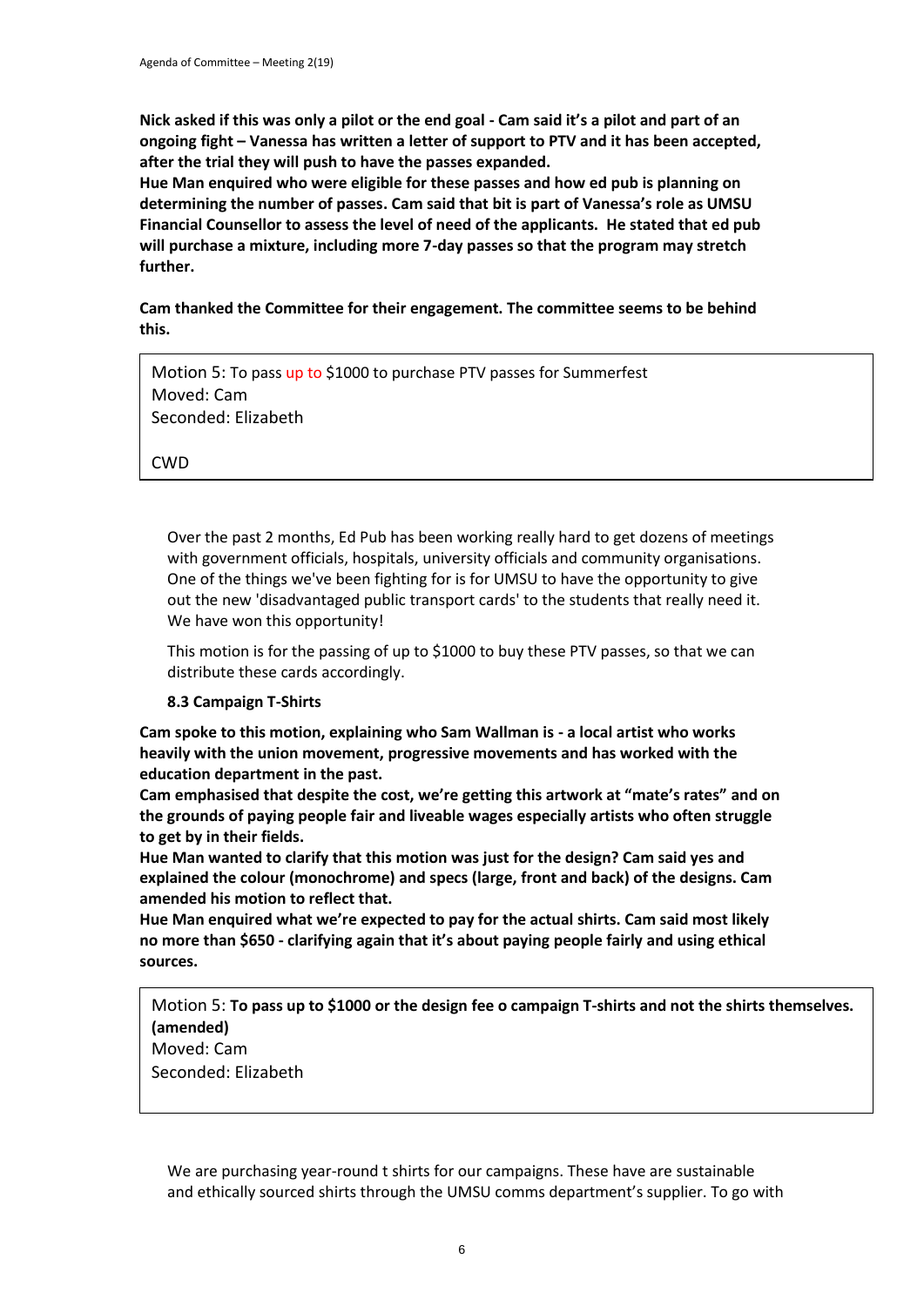**Nick asked if this was only a pilot or the end goal - Cam said it's a pilot and part of an ongoing fight – Vanessa has written a letter of support to PTV and it has been accepted, after the trial they will push to have the passes expanded.**

**Hue Man enquired who were eligible for these passes and how ed pub is planning on determining the number of passes. Cam said that bit is part of Vanessa's role as UMSU Financial Counsellor to assess the level of need of the applicants. He stated that ed pub will purchase a mixture, including more 7-day passes so that the program may stretch further.**

**Cam thanked the Committee for their engagement. The committee seems to be behind this.**

> Motion 5: To pass up to $1000 to purchase PTV passes for Summerfest
> Moved: Cam
> Seconded: Elizabeth
>
> CWD

Over the past 2 months, Ed Pub has been working really hard to get dozens of meetings with government officials, hospitals, university officials and community organisations. One of the things we've been fighting for is for UMSU to have the opportunity to give out the new 'disadvantaged public transport cards' to the students that really need it. We have won this opportunity!

This motion is for the passing of up to $1000 to buy these PTV passes, so that we can distribute these cards accordingly.

**8.3 Campaign T-Shirts**

**Cam spoke to this motion, explaining who Sam Wallman is - a local artist who works heavily with the union movement, progressive movements and has worked with the education department in the past.**

**Cam emphasised that despite the cost, we're getting this artwork at "mate's rates" and on the grounds of paying people fair and liveable wages especially artists who often struggle to get by in their fields.**

**Hue Man wanted to clarify that this motion was just for the design? Cam said yes and explained the colour (monochrome) and specs (large, front and back) of the designs. Cam amended his motion to reflect that.**

**Hue Man enquired what we're expected to pay for the actual shirts. Cam said most likely no more than $650 - clarifying again that it's about paying people fairly and using ethical sources.**

> Motion 5: **To pass up to $1000 or the design fee o campaign T-shirts and not the shirts themselves. (amended)**
> Moved: Cam
> Seconded: Elizabeth

We are purchasing year-round t shirts for our campaigns. These have are sustainable and ethically sourced shirts through the UMSU comms department's supplier. To go with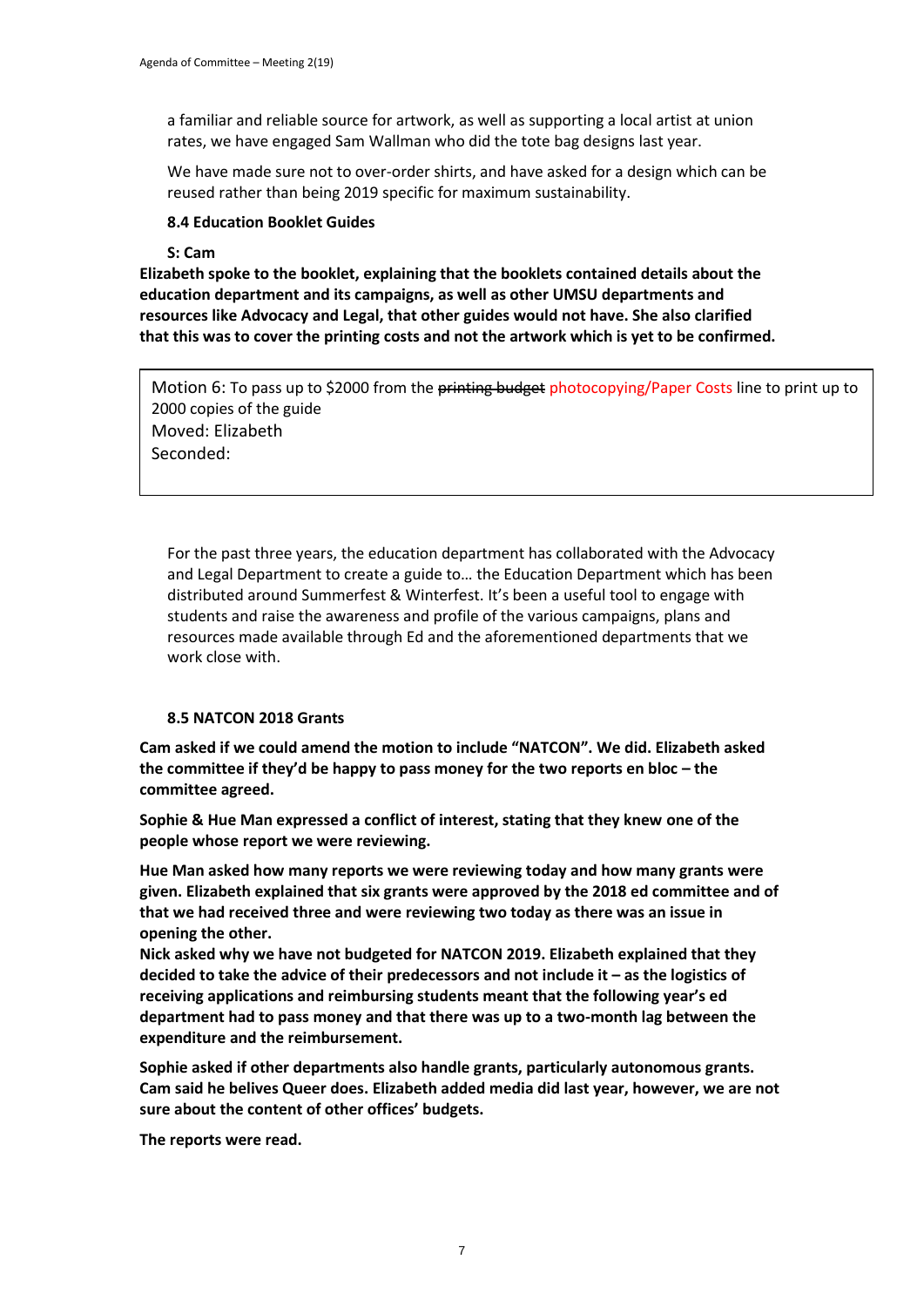a familiar and reliable source for artwork, as well as supporting a local artist at union rates, we have engaged Sam Wallman who did the tote bag designs last year.

We have made sure not to over-order shirts, and have asked for a design which can be reused rather than being 2019 specific for maximum sustainability.

**8.4 Education Booklet Guides**

**S: Cam**

**Elizabeth spoke to the booklet, explaining that the booklets contained details about the education department and its campaigns, as well as other UMSU departments and resources like Advocacy and Legal, that other guides would not have. She also clarified that this was to cover the printing costs and not the artwork which is yet to be confirmed.**

> Motion 6: To pass up to $2000 from the ~~printing budget~~ photocopying/Paper Costs line to print up to 2000 copies of the guide
> Moved: Elizabeth
> Seconded:

For the past three years, the education department has collaborated with the Advocacy and Legal Department to create a guide to… the Education Department which has been distributed around Summerfest & Winterfest. It's been a useful tool to engage with students and raise the awareness and profile of the various campaigns, plans and resources made available through Ed and the aforementioned departments that we work close with.

**8.5 NATCON 2018 Grants**

**Cam asked if we could amend the motion to include "NATCON". We did. Elizabeth asked the committee if they'd be happy to pass money for the two reports en bloc – the committee agreed.**

**Sophie & Hue Man expressed a conflict of interest, stating that they knew one of the people whose report we were reviewing.**

**Hue Man asked how many reports we were reviewing today and how many grants were given. Elizabeth explained that six grants were approved by the 2018 ed committee and of that we had received three and were reviewing two today as there was an issue in opening the other.**

**Nick asked why we have not budgeted for NATCON 2019. Elizabeth explained that they decided to take the advice of their predecessors and not include it – as the logistics of receiving applications and reimbursing students meant that the following year's ed department had to pass money and that there was up to a two-month lag between the expenditure and the reimbursement.**

**Sophie asked if other departments also handle grants, particularly autonomous grants. Cam said he belives Queer does. Elizabeth added media did last year, however, we are not sure about the content of other offices' budgets.**

**The reports were read.**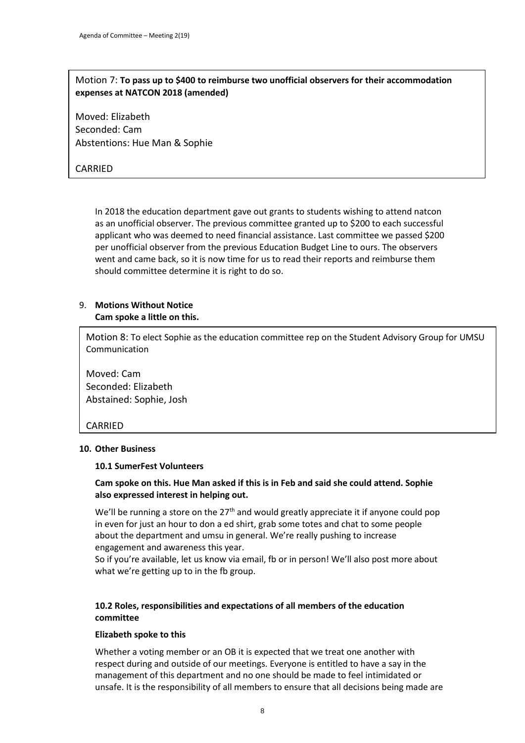Motion 7: **To pass up to $400 to reimburse two unofficial observers for their accommodation expenses at NATCON 2018 (amended)**

Moved: Elizabeth
Seconded: Cam
Abstentions: Hue Man & Sophie

CARRIED

In 2018 the education department gave out grants to students wishing to attend natcon as an unofficial observer. The previous committee granted up to $200 to each successful applicant who was deemed to need financial assistance. Last committee we passed $200 per unofficial observer from the previous Education Budget Line to ours. The observers went and came back, so it is now time for us to read their reports and reimburse them should committee determine it is right to do so.

9. **Motions Without Notice**
   **Cam spoke a little on this.**

Motion 8: To elect Sophie as the education committee rep on the Student Advisory Group for UMSU Communication

Moved: Cam
Seconded: Elizabeth
Abstained: Sophie, Josh

CARRIED

**10. Other Business**

**10.1 SumerFest Volunteers**

**Cam spoke on this. Hue Man asked if this is in Feb and said she could attend. Sophie also expressed interest in helping out.**

We'll be running a store on the 27th and would greatly appreciate it if anyone could pop in even for just an hour to don a ed shirt, grab some totes and chat to some people about the department and umsu in general. We're really pushing to increase engagement and awareness this year.
So if you're available, let us know via email, fb or in person! We'll also post more about what we're getting up to in the fb group.

**10.2 Roles, responsibilities and expectations of all members of the education committee**

**Elizabeth spoke to this**

Whether a voting member or an OB it is expected that we treat one another with respect during and outside of our meetings. Everyone is entitled to have a say in the management of this department and no one should be made to feel intimidated or unsafe. It is the responsibility of all members to ensure that all decisions being made are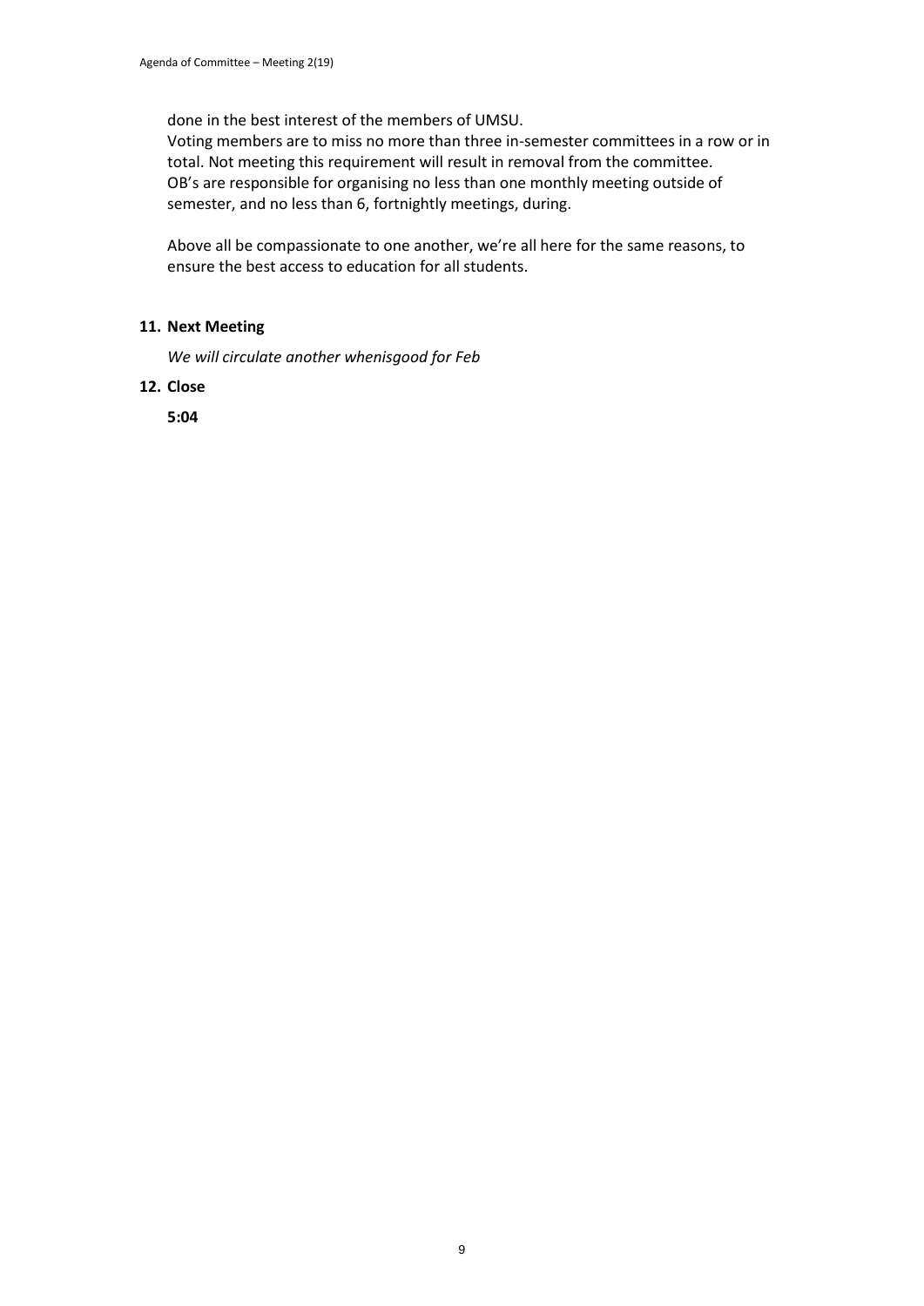done in the best interest of the members of UMSU.
Voting members are to miss no more than three in-semester committees in a row or in total. Not meeting this requirement will result in removal from the committee.
OB's are responsible for organising no less than one monthly meeting outside of semester, and no less than 6, fortnightly meetings, during.

Above all be compassionate to one another, we're all here for the same reasons, to ensure the best access to education for all students.

**11. Next Meeting**

*We will circulate another whenisgood for Feb*

**12. Close**

**5:04**